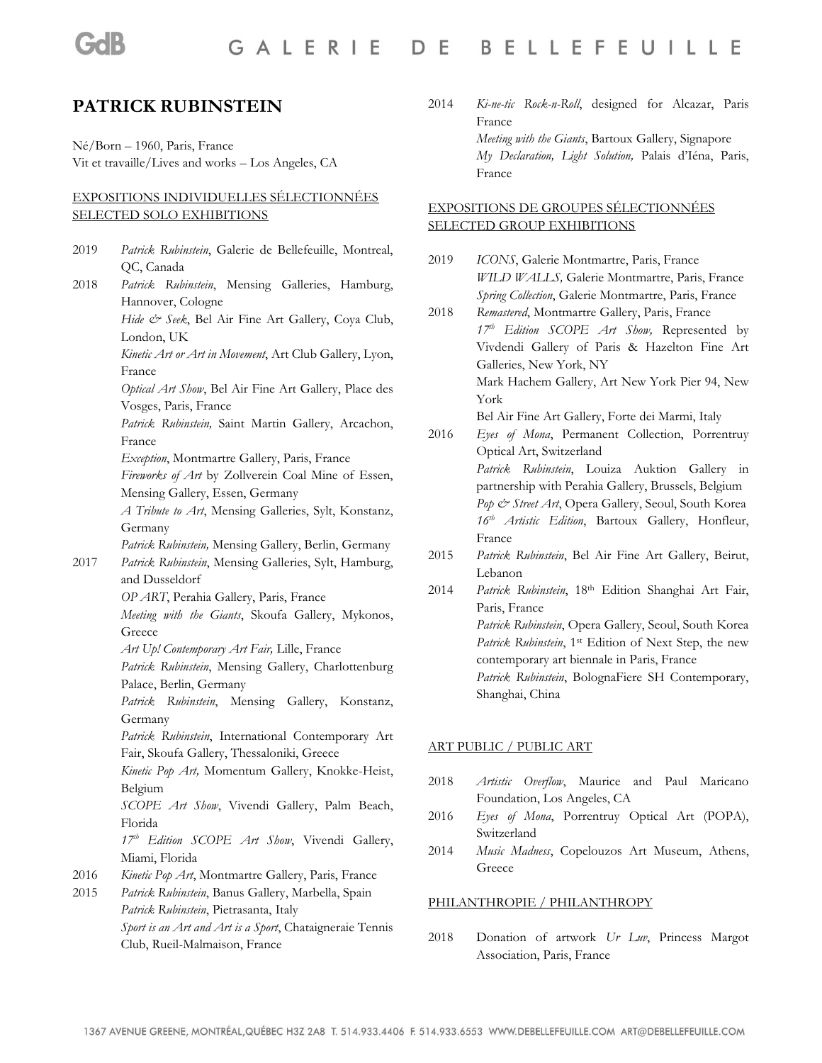# PATRICK RUBINSTEIN

Né/Born – 1960, Paris, France
Vit et travaille/Lives and works – Los Angeles, CA

## EXPOSITIONS INDIVIDUELLES SÉLECTIONNÉES
## SELECTED SOLO EXHIBITIONS

2019 *Patrick Rubinstein*, Galerie de Bellefeuille, Montreal, QC, Canada

2018 *Patrick Rubinstein*, Mensing Galleries, Hamburg, Hannover, Cologne
*Hide & Seek*, Bel Air Fine Art Gallery, Coya Club, London, UK
*Kinetic Art or Art in Movement*, Art Club Gallery, Lyon, France
*Optical Art Show*, Bel Air Fine Art Gallery, Place des Vosges, Paris, France
*Patrick Rubinstein,* Saint Martin Gallery, Arcachon, France
*Exception*, Montmartre Gallery, Paris, France
*Fireworks of Art* by Zollverein Coal Mine of Essen, Mensing Gallery, Essen, Germany
*A Tribute to Art*, Mensing Galleries, Sylt, Konstanz, Germany
*Patrick Rubinstein,* Mensing Gallery, Berlin, Germany

2017 *Patrick Rubinstein*, Mensing Galleries, Sylt, Hamburg, and Dusseldorf
*OP ART*, Perahia Gallery, Paris, France
*Meeting with the Giants*, Skoufa Gallery, Mykonos, Greece
*Art Up! Contemporary Art Fair,* Lille, France
*Patrick Rubinstein*, Mensing Gallery, Charlottenburg Palace, Berlin, Germany
*Patrick Rubinstein*, Mensing Gallery, Konstanz, Germany
*Patrick Rubinstein*, International Contemporary Art Fair, Skoufa Gallery, Thessaloniki, Greece
*Kinetic Pop Art,* Momentum Gallery, Knokke-Heist, Belgium
*SCOPE Art Show*, Vivendi Gallery, Palm Beach, Florida
*17th Edition SCOPE Art Show*, Vivendi Gallery, Miami, Florida

2016 *Kinetic Pop Art*, Montmartre Gallery, Paris, France

2015 *Patrick Rubinstein*, Banus Gallery, Marbella, Spain
*Patrick Rubinstein*, Pietrasanta, Italy
*Sport is an Art and Art is a Sport*, Chataigneraie Tennis Club, Rueil-Malmaison, France

2014 *Ki-ne-tic Rock-n-Roll*, designed for Alcazar, Paris France
*Meeting with the Giants*, Bartoux Gallery, Signapore
*My Declaration, Light Solution,* Palais d'Iéna, Paris, France

## EXPOSITIONS DE GROUPES SÉLECTIONNÉES
## SELECTED GROUP EXHIBITIONS

2019 *ICONS*, Galerie Montmartre, Paris, France
*WILD WALLS,* Galerie Montmartre, Paris, France
*Spring Collection*, Galerie Montmartre, Paris, France

2018 *Remastered*, Montmartre Gallery, Paris, France
*17th Edition SCOPE Art Show,* Represented by Vivdendi Gallery of Paris & Hazelton Fine Art Galleries, New York, NY
Mark Hachem Gallery, Art New York Pier 94, New York
Bel Air Fine Art Gallery, Forte dei Marmi, Italy

2016 *Eyes of Mona*, Permanent Collection, Porrentruy Optical Art, Switzerland
*Patrick Rubinstein*, Louiza Auktion Gallery in partnership with Perahia Gallery, Brussels, Belgium
*Pop & Street Art*, Opera Gallery, Seoul, South Korea
*16th Artistic Edition*, Bartoux Gallery, Honfleur, France

2015 *Patrick Rubinstein*, Bel Air Fine Art Gallery, Beirut, Lebanon

2014 *Patrick Rubinstein*, 18th Edition Shanghai Art Fair, Paris, France
*Patrick Rubinstein*, Opera Gallery, Seoul, South Korea
*Patrick Rubinstein*, 1st Edition of Next Step, the new contemporary art biennale in Paris, France
*Patrick Rubinstein*, BolognaFiere SH Contemporary, Shanghai, China

## ART PUBLIC / PUBLIC ART

2018 *Artistic Overflow*, Maurice and Paul Maricano Foundation, Los Angeles, CA

2016 *Eyes of Mona*, Porrentruy Optical Art (POPA), Switzerland

2014 *Music Madness*, Copelouzos Art Museum, Athens, Greece

## PHILANTHROPIE / PHILANTHROPY

2018 Donation of artwork *Ur Luv*, Princess Margot Association, Paris, France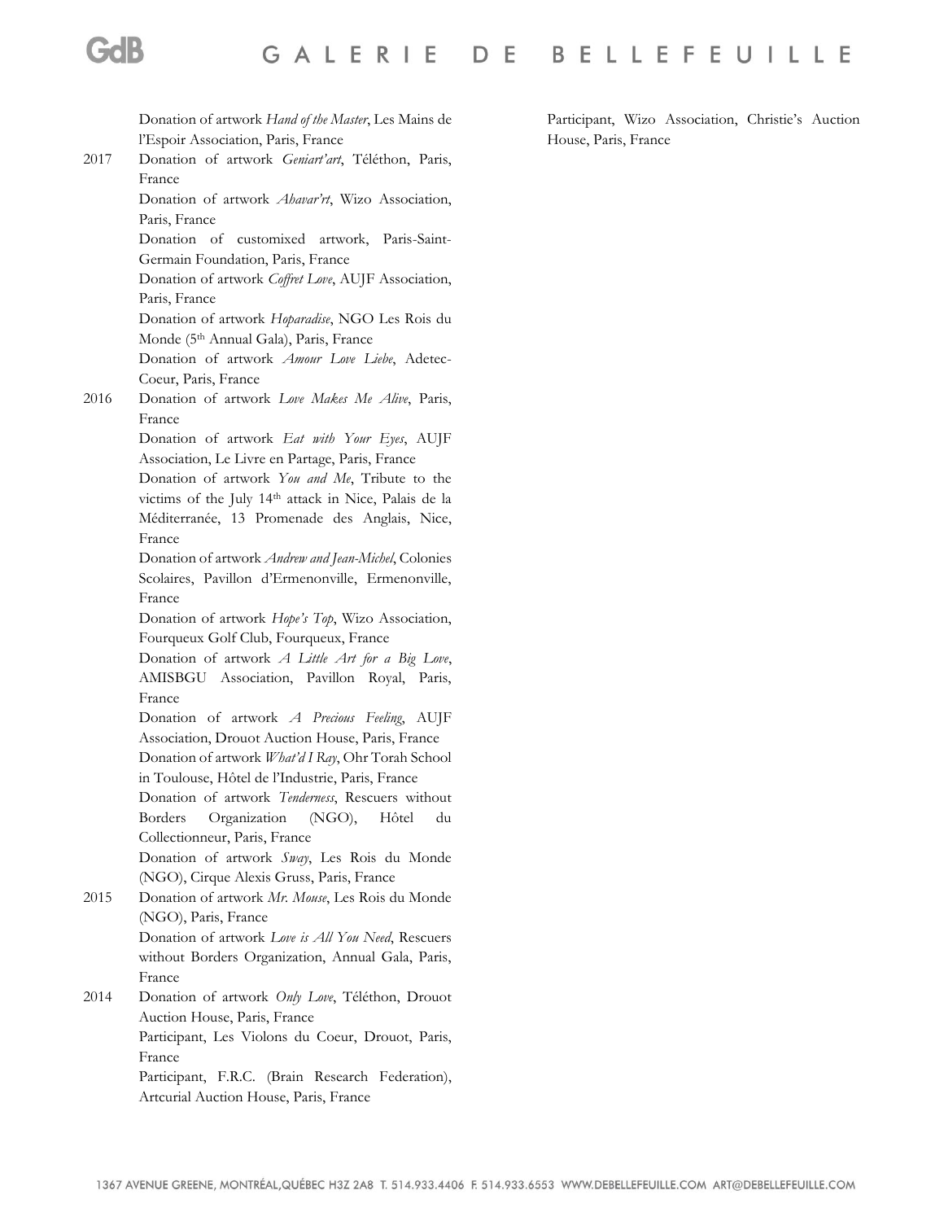Donation of artwork *Hand of the Master*, Les Mains de l'Espoir Association, Paris, France

2017 Donation of artwork *Geniart'art*, Téléthon, Paris, France

Donation of artwork *Ahavar'rt*, Wizo Association, Paris, France

Donation of customixed artwork, Paris-Saint-Germain Foundation, Paris, France

Donation of artwork *Coffret Love*, AUJF Association, Paris, France

Donation of artwork *Hoparadise*, NGO Les Rois du Monde (5th Annual Gala), Paris, France

Donation of artwork *Amour Love Liebe*, Adetec-Coeur, Paris, France

2016 Donation of artwork *Love Makes Me Alive*, Paris, France

Donation of artwork *Eat with Your Eyes*, AUJF Association, Le Livre en Partage, Paris, France

Donation of artwork *You and Me*, Tribute to the victims of the July 14th attack in Nice, Palais de la Méditerranée, 13 Promenade des Anglais, Nice, France

Donation of artwork *Andrew and Jean-Michel*, Colonies Scolaires, Pavillon d'Ermenonville, Ermenonville, France

Donation of artwork *Hope's Top*, Wizo Association, Fourqueux Golf Club, Fourqueux, France

Donation of artwork *A Little Art for a Big Love*, AMISBGU Association, Pavillon Royal, Paris, France

Donation of artwork *A Precious Feeling*, AUJF Association, Drouot Auction House, Paris, France

Donation of artwork *What'd I Ray*, Ohr Torah School in Toulouse, Hôtel de l'Industrie, Paris, France

Donation of artwork *Tenderness*, Rescuers without Borders Organization (NGO), Hôtel du Collectionneur, Paris, France

Donation of artwork *Sway*, Les Rois du Monde (NGO), Cirque Alexis Gruss, Paris, France

2015 Donation of artwork *Mr. Mouse*, Les Rois du Monde (NGO), Paris, France

Donation of artwork *Love is All You Need*, Rescuers without Borders Organization, Annual Gala, Paris, France

2014 Donation of artwork *Only Love*, Téléthon, Drouot Auction House, Paris, France

Participant, Les Violons du Coeur, Drouot, Paris, France

Participant, F.R.C. (Brain Research Federation), Artcurial Auction House, Paris, France

Participant, Wizo Association, Christie's Auction House, Paris, France